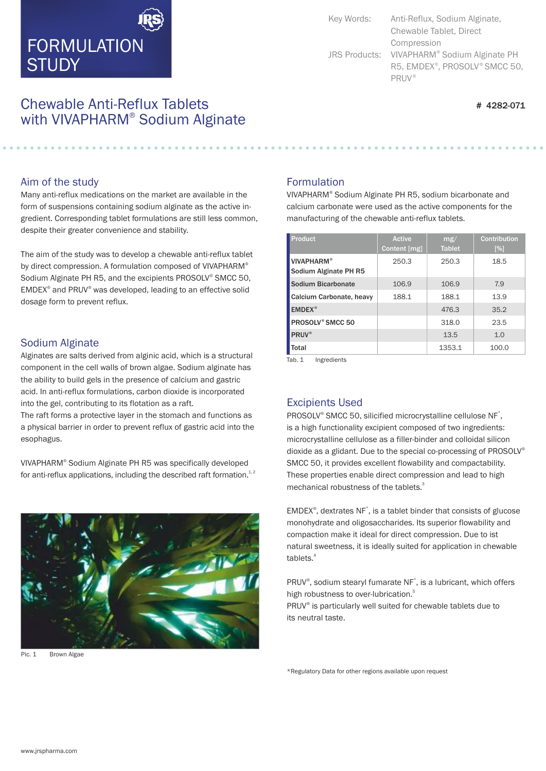# FORMULATION STUDY

Key Words: Anti-Reflux, Sodium Alginate, Chewable Tablet, Direct Compression

JRS Products: VIVAPHARM® Sodium Alginate PH R5, EMDEX®, PROSOLV® SMCC 50, PRUV®

## Chewable Anti-Reflux Tablets with VIVAPHARM® Sodium Alginate

# 4282-071

### Aim of the study

Many anti-reflux medications on the market are available in the form of suspensions containing sodium alginate as the active ingredient. Corresponding tablet formulations are still less common, despite their greater convenience and stability.

The aim of the study was to develop a chewable anti-reflux tablet by direct compression. A formulation composed of VIVAPHARM® Sodium Alginate PH R5, and the excipients PROSOLV® SMCC 50, EMDEX® and PRUV® was developed, leading to an effective solid dosage form to prevent reflux.

### Sodium Alginate

Alginates are salts derived from alginic acid, which is a structural component in the cell walls of brown algae. Sodium alginate has the ability to build gels in the presence of calcium and gastric acid. In anti-reflux formulations, carbon dioxide is incorporated into the gel, contributing to its flotation as a raft.
The raft forms a protective layer in the stomach and functions as a physical barrier in order to prevent reflux of gastric acid into the esophagus.

VIVAPHARM® Sodium Alginate PH R5 was specifically developed for anti-reflux applications, including the described raft formation.[1,2]

Pic. 1 Brown Algae

### Formulation

VIVAPHARM® Sodium Alginate PH R5, sodium bicarbonate and calcium carbonate were used as the active components for the manufacturing of the chewable anti-reflux tablets.

| Product | Active Content [mg] | mg/ Tablet | Contribution [%] |
|---|---|---|---|
| VIVAPHARM® Sodium Alginate PH R5 | 250.3 | 250.3 | 18.5 |
| Sodium Bicarbonate | 106.9 | 106.9 | 7.9 |
| Calcium Carbonate, heavy | 188.1 | 188.1 | 13.9 |
| EMDEX® | | 476.3 | 35.2 |
| PROSOLV® SMCC 50 | | 318.0 | 23.5 |
| PRUV® | | 13.5 | 1.0 |
| Total | | 1353.1 | 100.0 |

Tab. 1 Ingredients

### Excipients Used

PROSOLV® SMCC 50, silicified microcrystalline cellulose NF*, is a high functionality excipient composed of two ingredients: microcrystalline cellulose as a filler-binder and colloidal silicon dioxide as a glidant. Due to the special co-processing of PROSOLV® SMCC 50, it provides excellent flowability and compactability. These properties enable direct compression and lead to high mechanical robustness of the tablets.[3]

EMDEX®, dextrates NF*, is a tablet binder that consists of glucose monohydrate and oligosaccharides. Its superior flowability and compaction make it ideal for direct compression. Due to ist natural sweetness, it is ideally suited for application in chewable tablets.[4]

PRUV®, sodium stearyl fumarate NF*, is a lubricant, which offers high robustness to over-lubrication.[5]
PRUV® is particularly well suited for chewable tablets due to its neutral taste.

*Regulatory Data for other regions available upon request

www.jrspharma.com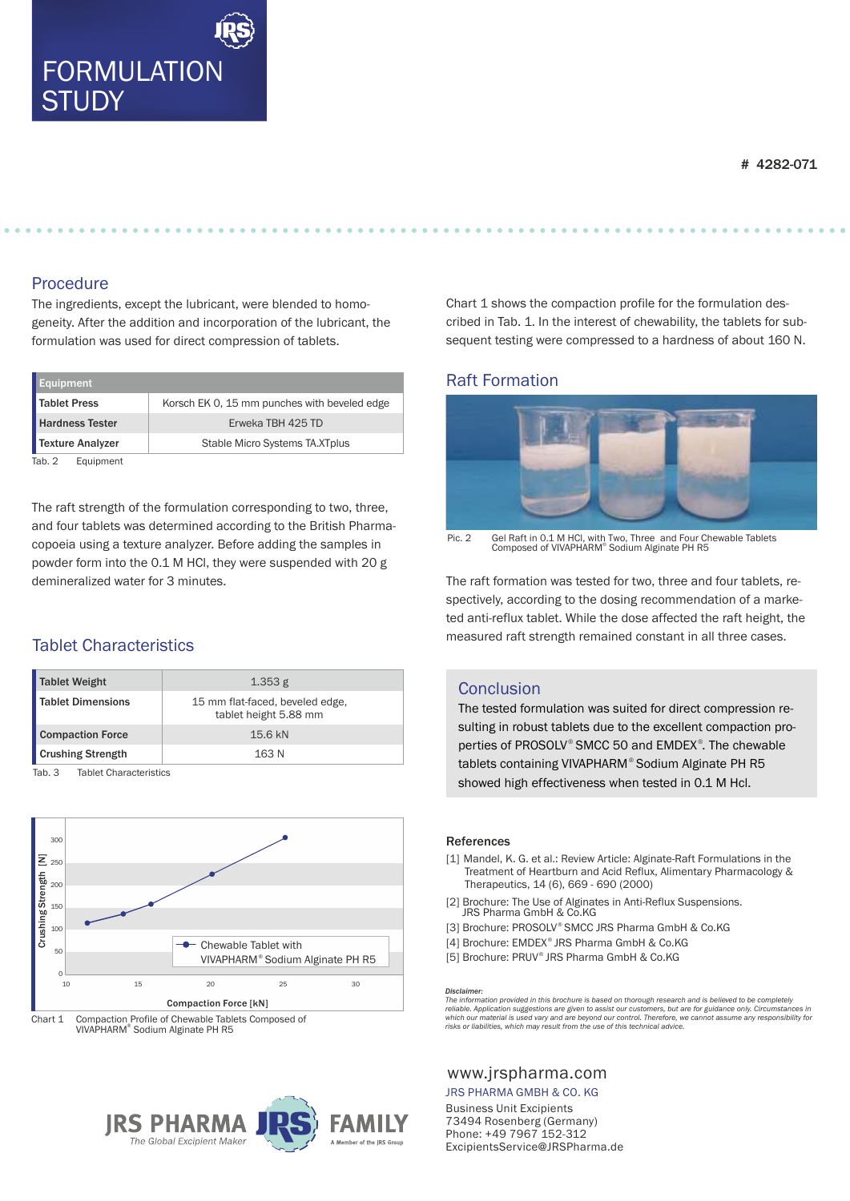# FORMULATION STUDY

# 4282-071

## Procedure

The ingredients, except the lubricant, were blended to homogeneity. After the addition and incorporation of the lubricant, the formulation was used for direct compression of tablets.

| Equipment | |
|---|---|
| Tablet Press | Korsch EK 0, 15 mm punches with beveled edge |
| Hardness Tester | Erweka TBH 425 TD |
| Texture Analyzer | Stable Micro Systems TA.XTplus |

Tab. 2 Equipment

The raft strength of the formulation corresponding to two, three, and four tablets was determined according to the British Pharmacopoeia using a texture analyzer. Before adding the samples in powder form into the 0.1 M HCl, they were suspended with 20 g demineralized water for 3 minutes.

## Tablet Characteristics

| | |
|---|---|
| Tablet Weight | 1.353 g |
| Tablet Dimensions | 15 mm flat-faced, beveled edge, tablet height 5.88 mm |
| Compaction Force | 15.6 kN |
| Crushing Strength | 163 N |

Tab. 3 Tablet Characteristics

Crushing Strength [N]

300
250
200
150
100
50
0

10
15
20
25
30

Compaction Force [kN]

Chewable Tablet with VIVAPHARM® Sodium Alginate PH R5

Chart 1 Compaction Profile of Chewable Tablets Composed of VIVAPHARM® Sodium Alginate PH R5

Chart 1 shows the compaction profile for the formulation described in Tab. 1. In the interest of chewability, the tablets for subsequent testing were compressed to a hardness of about 160 N.

## Raft Formation

Pic. 2 Gel Raft in 0.1 M HCl, with Two, Three and Four Chewable Tablets Composed of VIVAPHARM® Sodium Alginate PH R5

The raft formation was tested for two, three and four tablets, respectively, according to the dosing recommendation of a marketed anti-reflux tablet. While the dose affected the raft height, the measured raft strength remained constant in all three cases.

## Conclusion

The tested formulation was suited for direct compression resulting in robust tablets due to the excellent compaction properties of PROSOLV® SMCC 50 and EMDEX®. The chewable tablets containing VIVAPHARM® Sodium Alginate PH R5 showed high effectiveness when tested in 0.1 M Hcl.

### References

[1] Mandel, K. G. et al.: Review Article: Alginate-Raft Formulations in the Treatment of Heartburn and Acid Reflux, Alimentary Pharmacology & Therapeutics, 14 (6), 669 - 690 (2000)

[2] Brochure: The Use of Alginates in Anti-Reflux Suspensions. JRS Pharma GmbH & Co.KG

[3] Brochure: PROSOLV® SMCC JRS Pharma GmbH & Co.KG

[4] Brochure: EMDEX® JRS Pharma GmbH & Co.KG

[5] Brochure: PRUV® JRS Pharma GmbH & Co.KG

*Disclaimer:*
*The information provided in this brochure is based on thorough research and is believed to be completely reliable. Application suggestions are given to assist our customers, but are for guidance only. Circumstances in which our material is used vary and are beyond our control. Therefore, we cannot assume any responsibility for risks or liabilities, which may result from the use of this technical advice.*

JRS PHARMA The Global Excipient Maker — FAMILY A Member of the JRS Group

www.jrspharma.com
JRS PHARMA GMBH & CO. KG
Business Unit Excipients
73494 Rosenberg (Germany)
Phone: +49 7967 152-312
ExcipientsService@JRSPharma.de